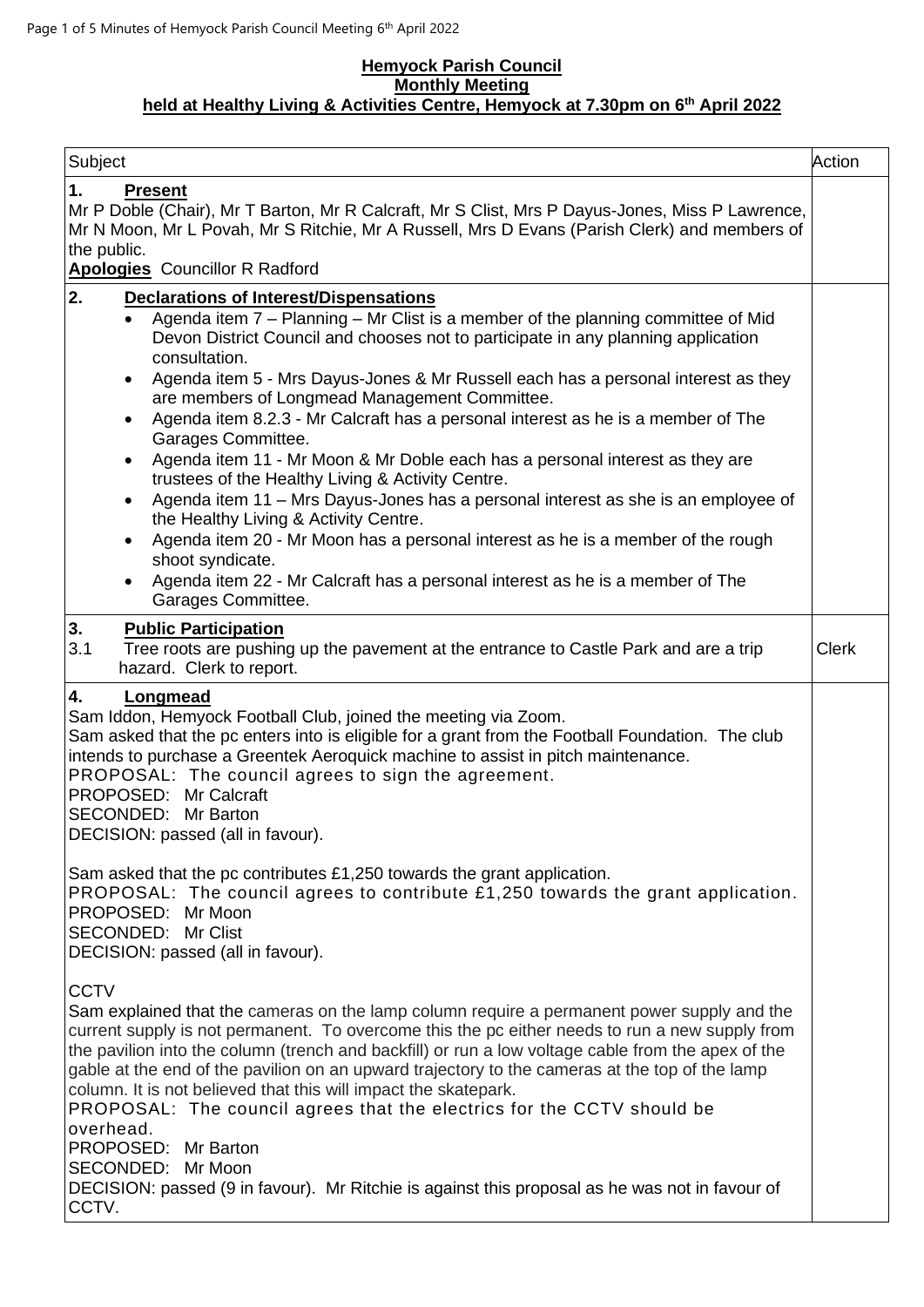**Hemyock Parish Council**
**Monthly Meeting**
**held at Healthy Living & Activities Centre, Hemyock at 7.30pm on 6th April 2022**

| Subject | Action |
|---|---|
| **1. Present**<br>Mr P Doble (Chair), Mr T Barton, Mr R Calcraft, Mr S Clist, Mrs P Dayus-Jones, Miss P Lawrence, Mr N Moon, Mr L Povah, Mr S Ritchie, Mr A Russell, Mrs D Evans (Parish Clerk) and members of the public.<br>**Apologies** Councillor R Radford | |
| **2. Declarations of Interest/Dispensations**<br>• Agenda item 7 – Planning – Mr Clist is a member of the planning committee of Mid Devon District Council and chooses not to participate in any planning application consultation.<br>• Agenda item 5 - Mrs Dayus-Jones & Mr Russell each has a personal interest as they are members of Longmead Management Committee.<br>• Agenda item 8.2.3 - Mr Calcraft has a personal interest as he is a member of The Garages Committee.<br>• Agenda item 11 - Mr Moon & Mr Doble each has a personal interest as they are trustees of the Healthy Living & Activity Centre.<br>• Agenda item 11 – Mrs Dayus-Jones has a personal interest as she is an employee of the Healthy Living & Activity Centre.<br>• Agenda item 20 - Mr Moon has a personal interest as he is a member of the rough shoot syndicate.<br>• Agenda item 22 - Mr Calcraft has a personal interest as he is a member of The Garages Committee. | |
| **3. Public Participation**<br>3.1 Tree roots are pushing up the pavement at the entrance to Castle Park and are a trip hazard. Clerk to report. | Clerk |
| **4. Longmead**<br>Sam Iddon, Hemyock Football Club, joined the meeting via Zoom.<br>Sam asked that the pc enters into is eligible for a grant from the Football Foundation. The club intends to purchase a Greentek Aeroquick machine to assist in pitch maintenance.<br>PROPOSAL: The council agrees to sign the agreement.<br>PROPOSED: Mr Calcraft<br>SECONDED: Mr Barton<br>DECISION: passed (all in favour).<br><br>Sam asked that the pc contributes £1,250 towards the grant application.<br>PROPOSAL: The council agrees to contribute £1,250 towards the grant application.<br>PROPOSED: Mr Moon<br>SECONDED: Mr Clist<br>DECISION: passed (all in favour).<br><br>CCTV<br>Sam explained that the cameras on the lamp column require a permanent power supply and the current supply is not permanent. To overcome this the pc either needs to run a new supply from the pavilion into the column (trench and backfill) or run a low voltage cable from the apex of the gable at the end of the pavilion on an upward trajectory to the cameras at the top of the lamp column. It is not believed that this will impact the skatepark.<br>PROPOSAL: The council agrees that the electrics for the CCTV should be overhead.<br>PROPOSED: Mr Barton<br>SECONDED: Mr Moon<br>DECISION: passed (9 in favour). Mr Ritchie is against this proposal as he was not in favour of CCTV. | |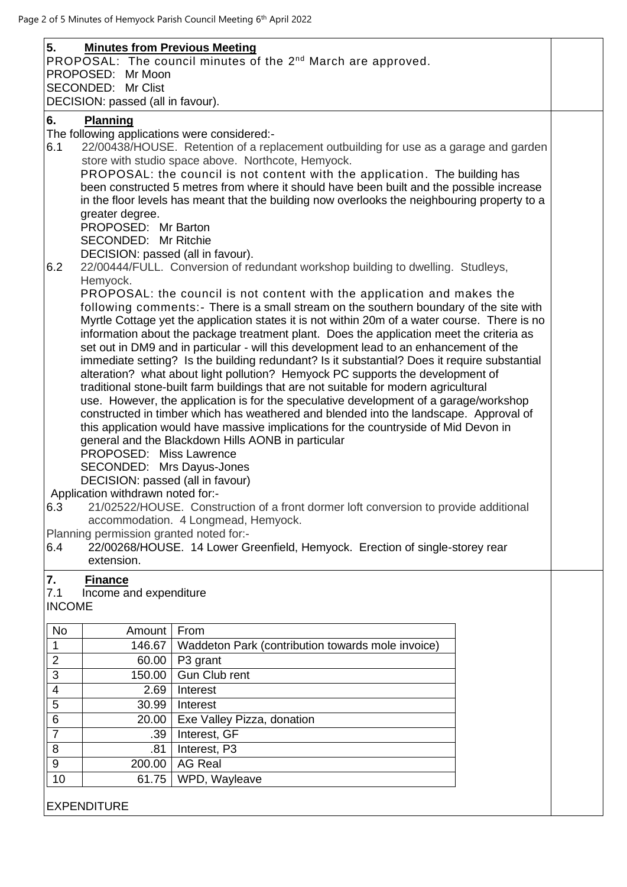## 5. Minutes from Previous Meeting

PROPOSAL: The council minutes of the 2nd March are approved.
PROPOSED: Mr Moon
SECONDED: Mr Clist
DECISION: passed (all in favour).

## 6. Planning

The following applications were considered:-

6.1 22/00438/HOUSE. Retention of a replacement outbuilding for use as a garage and garden store with studio space above. Northcote, Hemyock.
PROPOSAL: the council is not content with the application. The building has been constructed 5 metres from where it should have been built and the possible increase in the floor levels has meant that the building now overlooks the neighbouring property to a greater degree.
PROPOSED: Mr Barton
SECONDED: Mr Ritchie
DECISION: passed (all in favour).

6.2 22/00444/FULL. Conversion of redundant workshop building to dwelling. Studleys, Hemyock.
PROPOSAL: the council is not content with the application and makes the following comments:- There is a small stream on the southern boundary of the site with Myrtle Cottage yet the application states it is not within 20m of a water course. There is no information about the package treatment plant. Does the application meet the criteria as set out in DM9 and in particular - will this development lead to an enhancement of the immediate setting? Is the building redundant? Is it substantial? Does it require substantial alteration? what about light pollution? Hemyock PC supports the development of traditional stone-built farm buildings that are not suitable for modern agricultural use. However, the application is for the speculative development of a garage/workshop constructed in timber which has weathered and blended into the landscape. Approval of this application would have massive implications for the countryside of Mid Devon in general and the Blackdown Hills AONB in particular
PROPOSED: Miss Lawrence
SECONDED: Mrs Dayus-Jones
DECISION: passed (all in favour)

Application withdrawn noted for:-

6.3 21/02522/HOUSE. Construction of a front dormer loft conversion to provide additional accommodation. 4 Longmead, Hemyock.

Planning permission granted noted for:-

6.4 22/00268/HOUSE. 14 Lower Greenfield, Hemyock. Erection of single-storey rear extension.

## 7. Finance

7.1 Income and expenditure

INCOME

| No | Amount | From |
|---|---|---|
| 1 | 146.67 | Waddeton Park (contribution towards mole invoice) |
| 2 | 60.00 | P3 grant |
| 3 | 150.00 | Gun Club rent |
| 4 | 2.69 | Interest |
| 5 | 30.99 | Interest |
| 6 | 20.00 | Exe Valley Pizza, donation |
| 7 | .39 | Interest, GF |
| 8 | .81 | Interest, P3 |
| 9 | 200.00 | AG Real |
| 10 | 61.75 | WPD, Wayleave |

EXPENDITURE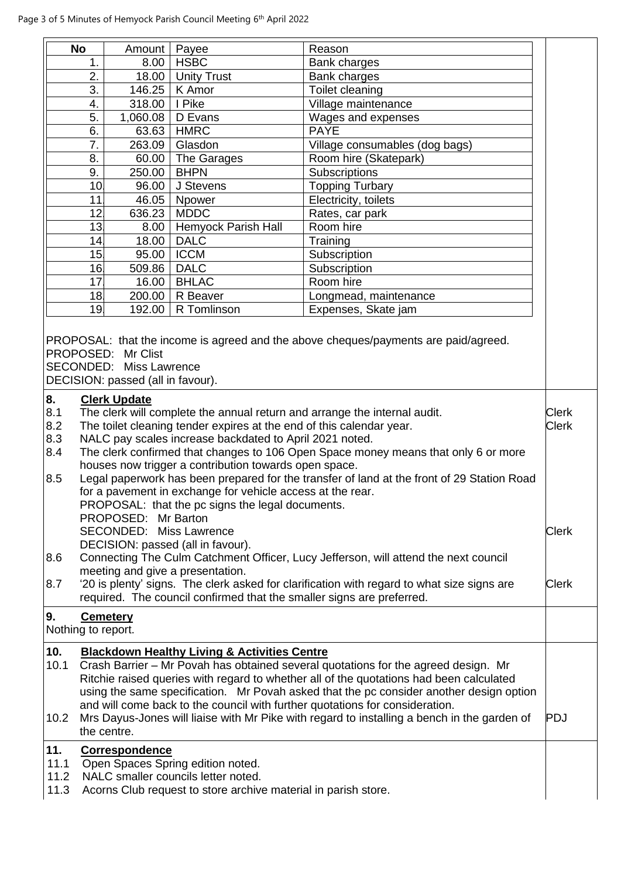| No | Amount | Payee | Reason |
|---|---|---|---|
| 1. | 8.00 | HSBC | Bank charges |
| 2. | 18.00 | Unity Trust | Bank charges |
| 3. | 146.25 | K Amor | Toilet cleaning |
| 4. | 318.00 | I Pike | Village maintenance |
| 5. | 1,060.08 | D Evans | Wages and expenses |
| 6. | 63.63 | HMRC | PAYE |
| 7. | 263.09 | Glasdon | Village consumables (dog bags) |
| 8. | 60.00 | The Garages | Room hire (Skatepark) |
| 9. | 250.00 | BHPN | Subscriptions |
| 10. | 96.00 | J Stevens | Topping Turbary |
| 11. | 46.05 | Npower | Electricity, toilets |
| 12. | 636.23 | MDDC | Rates, car park |
| 13. | 8.00 | Hemyock Parish Hall | Room hire |
| 14. | 18.00 | DALC | Training |
| 15. | 95.00 | ICCM | Subscription |
| 16. | 509.86 | DALC | Subscription |
| 17. | 16.00 | BHLAC | Room hire |
| 18. | 200.00 | R Beaver | Longmead, maintenance |
| 19. | 192.00 | R Tomlinson | Expenses, Skate jam |

PROPOSAL: that the income is agreed and the above cheques/payments are paid/agreed.
PROPOSED: Mr Clist
SECONDED: Miss Lawrence
DECISION: passed (all in favour).

## 8. Clerk Update

8.1 The clerk will complete the annual return and arrange the internal audit. — **Clerk**

8.2 The toilet cleaning tender expires at the end of this calendar year. — **Clerk**

8.3 NALC pay scales increase backdated to April 2021 noted.

8.4 The clerk confirmed that changes to 106 Open Space money means that only 6 or more houses now trigger a contribution towards open space.

8.5 Legal paperwork has been prepared for the transfer of land at the front of 29 Station Road for a pavement in exchange for vehicle access at the rear.
PROPOSAL: that the pc signs the legal documents.
PROPOSED: Mr Barton
SECONDED: Miss Lawrence — **Clerk**
DECISION: passed (all in favour).

8.6 Connecting The Culm Catchment Officer, Lucy Jefferson, will attend the next council meeting and give a presentation.

8.7 '20 is plenty' signs. The clerk asked for clarification with regard to what size signs are required. The council confirmed that the smaller signs are preferred. — **Clerk**

## 9. Cemetery

Nothing to report.

## 10. Blackdown Healthy Living & Activities Centre

10.1 Crash Barrier – Mr Povah has obtained several quotations for the agreed design. Mr Ritchie raised queries with regard to whether all of the quotations had been calculated using the same specification. Mr Povah asked that the pc consider another design option and will come back to the council with further quotations for consideration.

10.2 Mrs Dayus-Jones will liaise with Mr Pike with regard to installing a bench in the garden of the centre. — **PDJ**

## 11. Correspondence

11.1 Open Spaces Spring edition noted.

11.2 NALC smaller councils letter noted.

11.3 Acorns Club request to store archive material in parish store.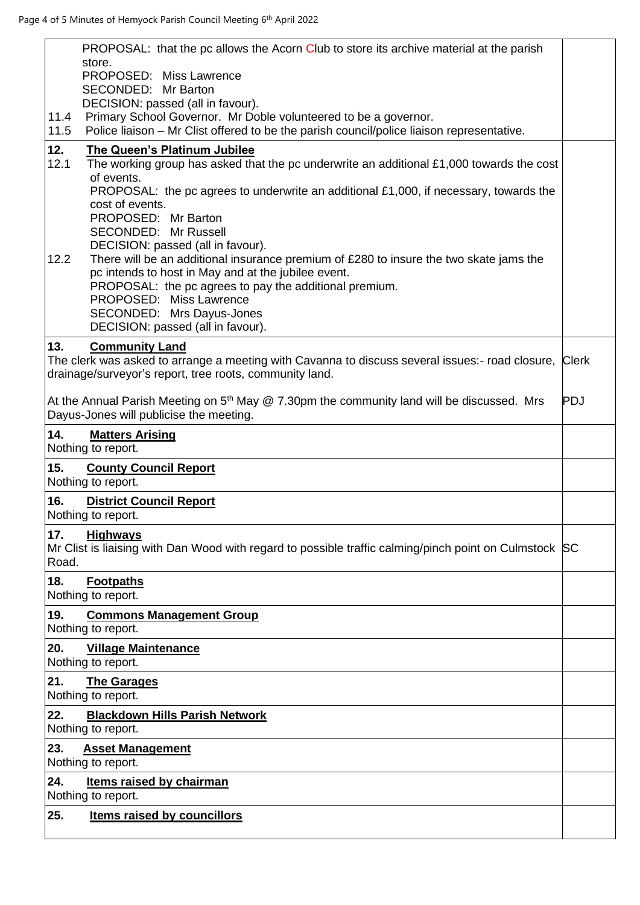| | |
|---|---|
| PROPOSAL: that the pc allows the Acorn Club to store its archive material at the parish store.<br>PROPOSED: Miss Lawrence<br>SECONDED: Mr Barton<br>DECISION: passed (all in favour).<br>11.4 Primary School Governor. Mr Doble volunteered to be a governor.<br>11.5 Police liaison – Mr Clist offered to be the parish council/police liaison representative. | |
| **12. The Queen's Platinum Jubilee**<br>12.1 The working group has asked that the pc underwrite an additional £1,000 towards the cost of events.<br>PROPOSAL: the pc agrees to underwrite an additional £1,000, if necessary, towards the cost of events.<br>PROPOSED: Mr Barton<br>SECONDED: Mr Russell<br>DECISION: passed (all in favour).<br>12.2 There will be an additional insurance premium of £280 to insure the two skate jams the pc intends to host in May and at the jubilee event.<br>PROPOSAL: the pc agrees to pay the additional premium.<br>PROPOSED: Miss Lawrence<br>SECONDED: Mrs Dayus-Jones<br>DECISION: passed (all in favour). | |
| **13. Community Land**<br>The clerk was asked to arrange a meeting with Cavanna to discuss several issues:- road closure, drainage/surveyor's report, tree roots, community land.<br><br>At the Annual Parish Meeting on 5th May @ 7.30pm the community land will be discussed. Mrs Dayus-Jones will publicise the meeting. | Clerk<br><br><br>PDJ |
| **14. Matters Arising**<br>Nothing to report. | |
| **15. County Council Report**<br>Nothing to report. | |
| **16. District Council Report**<br>Nothing to report. | |
| **17. Highways**<br>Mr Clist is liaising with Dan Wood with regard to possible traffic calming/pinch point on Culmstock Road. | SC |
| **18. Footpaths**<br>Nothing to report. | |
| **19. Commons Management Group**<br>Nothing to report. | |
| **20. Village Maintenance**<br>Nothing to report. | |
| **21. The Garages**<br>Nothing to report. | |
| **22. Blackdown Hills Parish Network**<br>Nothing to report. | |
| **23. Asset Management**<br>Nothing to report. | |
| **24. Items raised by chairman**<br>Nothing to report. | |
| **25. Items raised by councillors** | |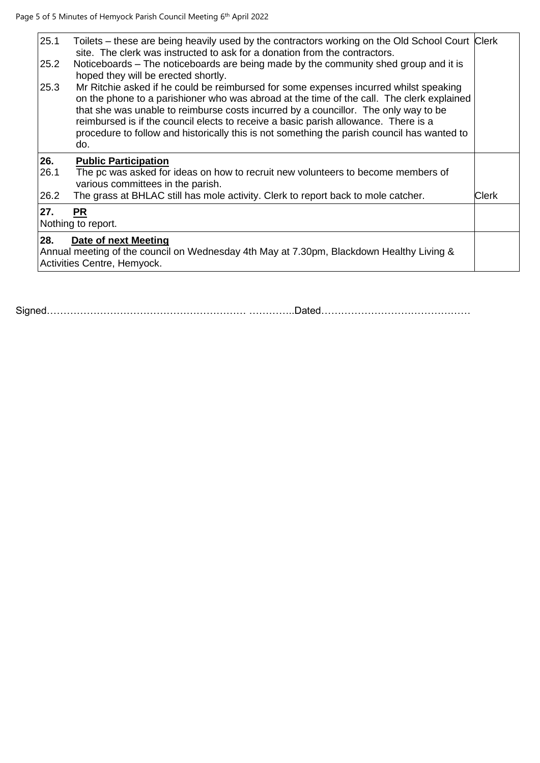| | | |
|---|---|---|
| 25.1 | Toilets – these are being heavily used by the contractors working on the Old School Court site. The clerk was instructed to ask for a donation from the contractors. | Clerk |
| 25.2 | Noticeboards – The noticeboards are being made by the community shed group and it is hoped they will be erected shortly. | |
| 25.3 | Mr Ritchie asked if he could be reimbursed for some expenses incurred whilst speaking on the phone to a parishioner who was abroad at the time of the call. The clerk explained that she was unable to reimburse costs incurred by a councillor. The only way to be reimbursed is if the council elects to receive a basic parish allowance. There is a procedure to follow and historically this is not something the parish council has wanted to do. | |
| **26.** | **Public Participation** | |
| 26.1 | The pc was asked for ideas on how to recruit new volunteers to become members of various committees in the parish. | |
| 26.2 | The grass at BHLAC still has mole activity. Clerk to report back to mole catcher. | Clerk |
| **27.** | **PR** | |
| | Nothing to report. | |
| **28.** | **Date of next Meeting** | |
| | Annual meeting of the council on Wednesday 4th May at 7.30pm, Blackdown Healthy Living & Activities Centre, Hemyock. | |

Signed…………………………………………………… …………..Dated………………………………………